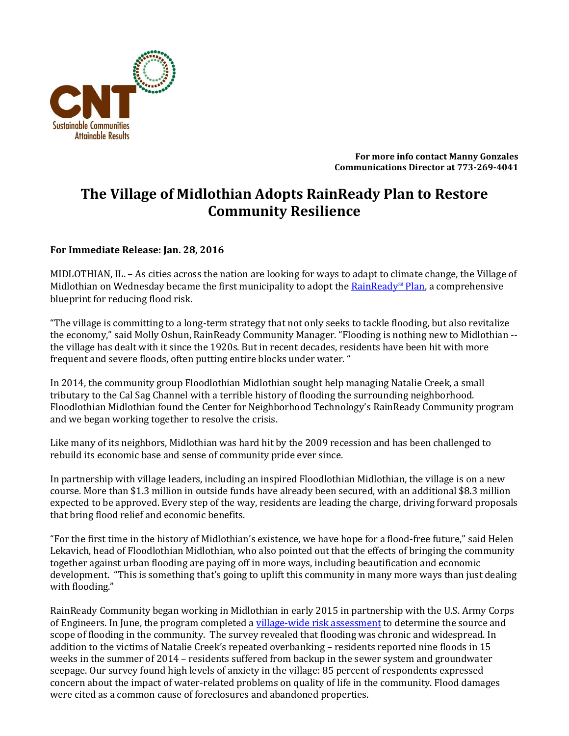CNT
Sustainable Communities
Attainable Results

**For more info contact Manny Gonzales**
**Communications Director at 773-269-4041**

# The Village of Midlothian Adopts RainReady Plan to Restore Community Resilience

**For Immediate Release: Jan. 28, 2016**

MIDLOTHIAN, IL. – As cities across the nation are looking for ways to adapt to climate change, the Village of Midlothian on Wednesday became the first municipality to adopt the [RainReady℠ Plan](), a comprehensive blueprint for reducing flood risk.

"The village is committing to a long-term strategy that not only seeks to tackle flooding, but also revitalize the economy," said Molly Oshun, RainReady Community Manager. "Flooding is nothing new to Midlothian -- the village has dealt with it since the 1920s. But in recent decades, residents have been hit with more frequent and severe floods, often putting entire blocks under water. "

In 2014, the community group Floodlothian Midlothian sought help managing Natalie Creek, a small tributary to the Cal Sag Channel with a terrible history of flooding the surrounding neighborhood. Floodlothian Midlothian found the Center for Neighborhood Technology's RainReady Community program and we began working together to resolve the crisis.

Like many of its neighbors, Midlothian was hard hit by the 2009 recession and has been challenged to rebuild its economic base and sense of community pride ever since.

In partnership with village leaders, including an inspired Floodlothian Midlothian, the village is on a new course. More than $1.3 million in outside funds have already been secured, with an additional $8.3 million expected to be approved. Every step of the way, residents are leading the charge, driving forward proposals that bring flood relief and economic benefits.

"For the first time in the history of Midlothian's existence, we have hope for a flood-free future," said Helen Lekavich, head of Floodlothian Midlothian, who also pointed out that the effects of bringing the community together against urban flooding are paying off in more ways, including beautification and economic development. "This is something that's going to uplift this community in many more ways than just dealing with flooding."

RainReady Community began working in Midlothian in early 2015 in partnership with the U.S. Army Corps of Engineers. In June, the program completed a [village-wide risk assessment]() to determine the source and scope of flooding in the community. The survey revealed that flooding was chronic and widespread. In addition to the victims of Natalie Creek's repeated overbanking – residents reported nine floods in 15 weeks in the summer of 2014 – residents suffered from backup in the sewer system and groundwater seepage. Our survey found high levels of anxiety in the village: 85 percent of respondents expressed concern about the impact of water-related problems on quality of life in the community. Flood damages were cited as a common cause of foreclosures and abandoned properties.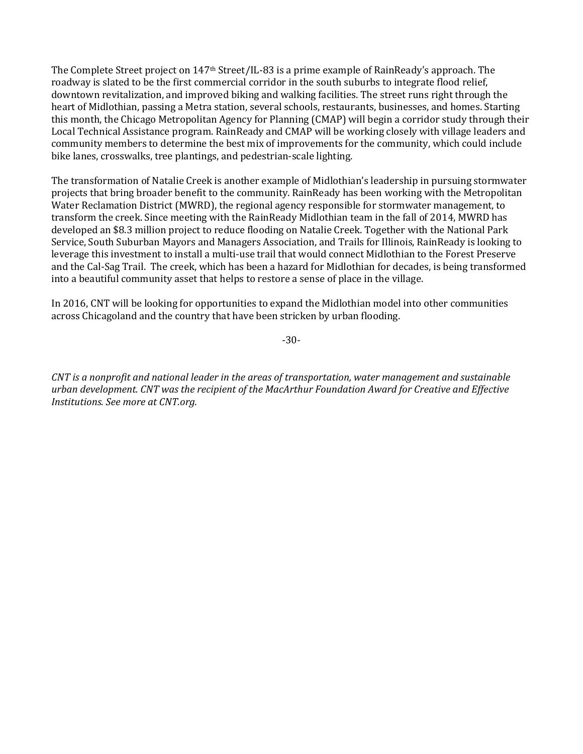The Complete Street project on 147th Street/IL-83 is a prime example of RainReady's approach. The roadway is slated to be the first commercial corridor in the south suburbs to integrate flood relief, downtown revitalization, and improved biking and walking facilities. The street runs right through the heart of Midlothian, passing a Metra station, several schools, restaurants, businesses, and homes. Starting this month, the Chicago Metropolitan Agency for Planning (CMAP) will begin a corridor study through their Local Technical Assistance program. RainReady and CMAP will be working closely with village leaders and community members to determine the best mix of improvements for the community, which could include bike lanes, crosswalks, tree plantings, and pedestrian-scale lighting.

The transformation of Natalie Creek is another example of Midlothian's leadership in pursuing stormwater projects that bring broader benefit to the community. RainReady has been working with the Metropolitan Water Reclamation District (MWRD), the regional agency responsible for stormwater management, to transform the creek. Since meeting with the RainReady Midlothian team in the fall of 2014, MWRD has developed an $8.3 million project to reduce flooding on Natalie Creek. Together with the National Park Service, South Suburban Mayors and Managers Association, and Trails for Illinois, RainReady is looking to leverage this investment to install a multi-use trail that would connect Midlothian to the Forest Preserve and the Cal-Sag Trail. The creek, which has been a hazard for Midlothian for decades, is being transformed into a beautiful community asset that helps to restore a sense of place in the village.

In 2016, CNT will be looking for opportunities to expand the Midlothian model into other communities across Chicagoland and the country that have been stricken by urban flooding.

-30-

*CNT is a nonprofit and national leader in the areas of transportation, water management and sustainable urban development. CNT was the recipient of the MacArthur Foundation Award for Creative and Effective Institutions. See more at CNT.org.*